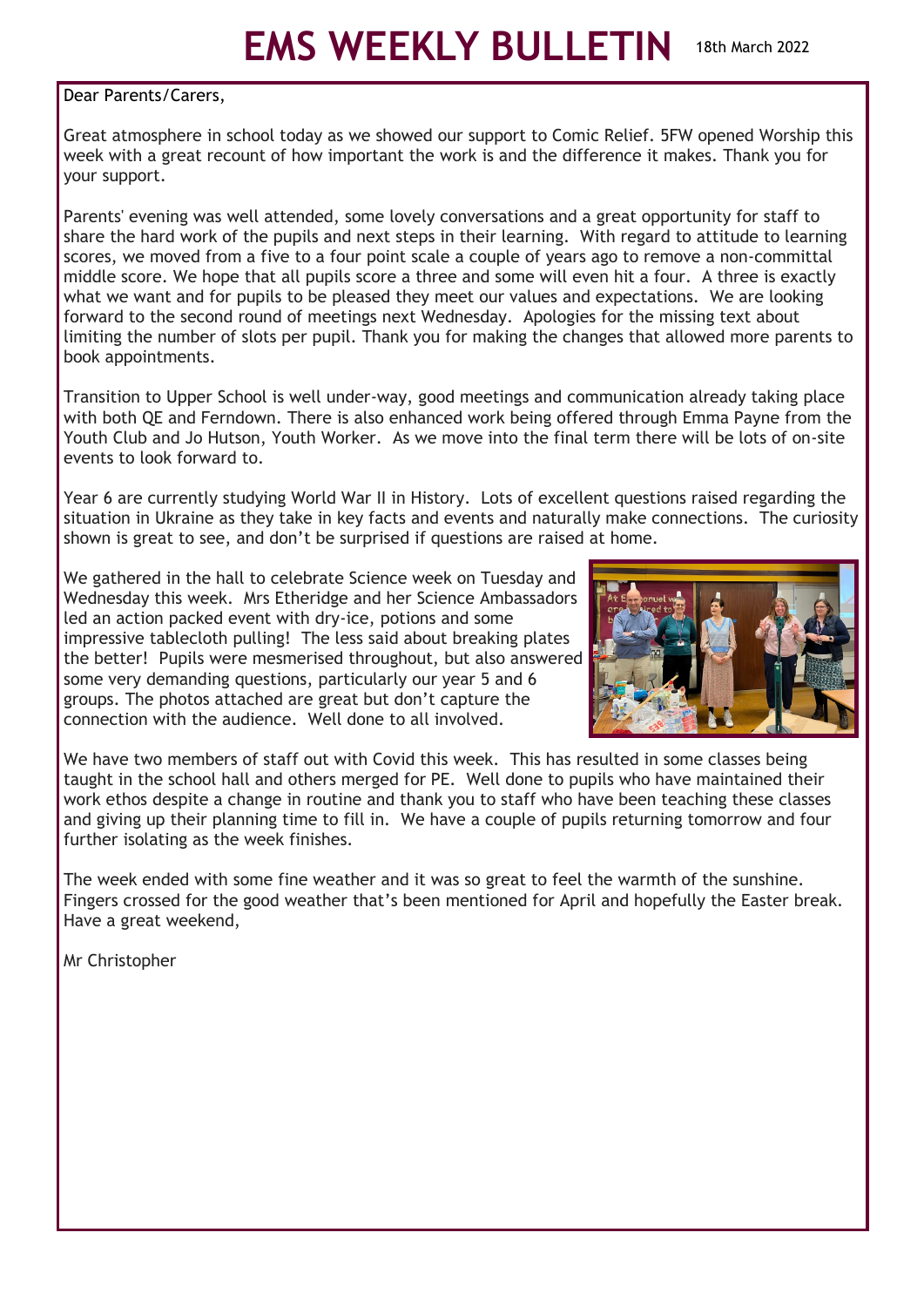# EMS WEEKLY BULLETIN

18th March 2022

Dear Parents/Carers,

Great atmosphere in school today as we showed our support to Comic Relief. 5FW opened Worship this week with a great recount of how important the work is and the difference it makes. Thank you for your support.

Parents' evening was well attended, some lovely conversations and a great opportunity for staff to share the hard work of the pupils and next steps in their learning. With regard to attitude to learning scores, we moved from a five to a four point scale a couple of years ago to remove a non-committal middle score. We hope that all pupils score a three and some will even hit a four. A three is exactly what we want and for pupils to be pleased they meet our values and expectations. We are looking forward to the second round of meetings next Wednesday. Apologies for the missing text about limiting the number of slots per pupil. Thank you for making the changes that allowed more parents to book appointments.

Transition to Upper School is well under-way, good meetings and communication already taking place with both QE and Ferndown. There is also enhanced work being offered through Emma Payne from the Youth Club and Jo Hutson, Youth Worker. As we move into the final term there will be lots of on-site events to look forward to.

Year 6 are currently studying World War II in History. Lots of excellent questions raised regarding the situation in Ukraine as they take in key facts and events and naturally make connections. The curiosity shown is great to see, and don't be surprised if questions are raised at home.

We gathered in the hall to celebrate Science week on Tuesday and Wednesday this week. Mrs Etheridge and her Science Ambassadors led an action packed event with dry-ice, potions and some impressive tablecloth pulling! The less said about breaking plates the better! Pupils were mesmerised throughout, but also answered some very demanding questions, particularly our year 5 and 6 groups. The photos attached are great but don't capture the connection with the audience. Well done to all involved.

We have two members of staff out with Covid this week. This has resulted in some classes being taught in the school hall and others merged for PE. Well done to pupils who have maintained their work ethos despite a change in routine and thank you to staff who have been teaching these classes and giving up their planning time to fill in. We have a couple of pupils returning tomorrow and four further isolating as the week finishes.

The week ended with some fine weather and it was so great to feel the warmth of the sunshine. Fingers crossed for the good weather that's been mentioned for April and hopefully the Easter break. Have a great weekend,

Mr Christopher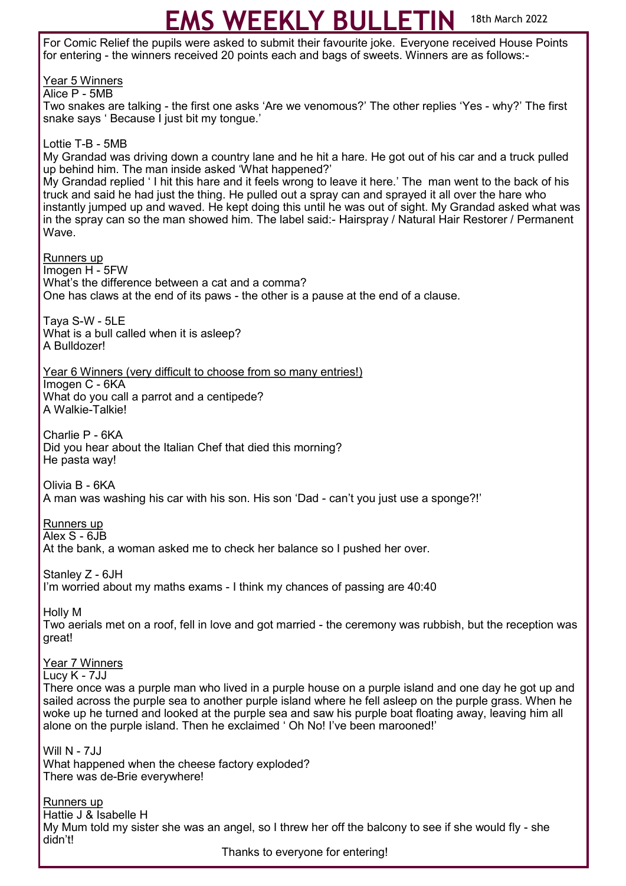# EMS WEEKLY BULLETIN

18th March 2022

For Comic Relief the pupils were asked to submit their favourite joke. Everyone received House Points for entering - the winners received 20 points each and bags of sweets. Winners are as follows:-

Year 5 Winners

Alice P - 5MB
Two snakes are talking - the first one asks 'Are we venomous?' The other replies 'Yes - why?' The first snake says ' Because I just bit my tongue.'

Lottie T-B - 5MB
My Grandad was driving down a country lane and he hit a hare. He got out of his car and a truck pulled up behind him. The man inside asked 'What happened?'
My Grandad replied ' I hit this hare and it feels wrong to leave it here.' The man went to the back of his truck and said he had just the thing. He pulled out a spray can and sprayed it all over the hare who instantly jumped up and waved. He kept doing this until he was out of sight. My Grandad asked what was in the spray can so the man showed him. The label said:- Hairspray / Natural Hair Restorer / Permanent Wave.

Runners up

Imogen H - 5FW
What's the difference between a cat and a comma?
One has claws at the end of its paws - the other is a pause at the end of a clause.

Taya S-W - 5LE
What is a bull called when it is asleep?
A Bulldozer!

Year 6 Winners (very difficult to choose from so many entries!)

Imogen C - 6KA
What do you call a parrot and a centipede?
A Walkie-Talkie!

Charlie P - 6KA
Did you hear about the Italian Chef that died this morning?
He pasta way!

Olivia B - 6KA
A man was washing his car with his son. His son 'Dad - can't you just use a sponge?!'

Runners up

Alex S - 6JB
At the bank, a woman asked me to check her balance so I pushed her over.

Stanley Z - 6JH
I'm worried about my maths exams - I think my chances of passing are 40:40

Holly M
Two aerials met on a roof, fell in love and got married - the ceremony was rubbish, but the reception was great!

Year 7 Winners

Lucy K - 7JJ
There once was a purple man who lived in a purple house on a purple island and one day he got up and sailed across the purple sea to another purple island where he fell asleep on the purple grass. When he woke up he turned and looked at the purple sea and saw his purple boat floating away, leaving him all alone on the purple island. Then he exclaimed ' Oh No! I've been marooned!'

Will N - 7JJ
What happened when the cheese factory exploded?
There was de-Brie everywhere!

Runners up

Hattie J & Isabelle H
My Mum told my sister she was an angel, so I threw her off the balcony to see if she would fly - she didn't!

Thanks to everyone for entering!